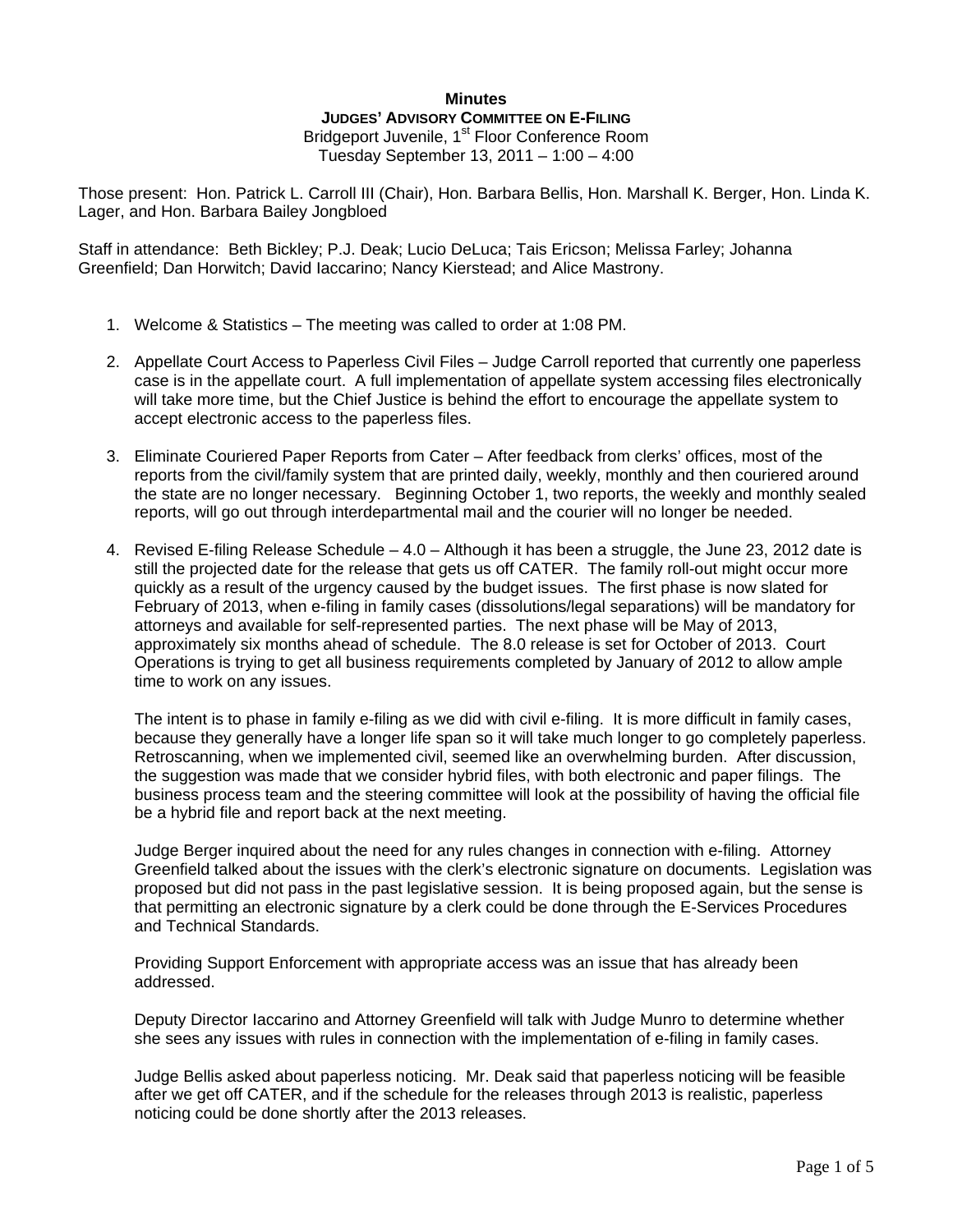# Minutes

## JUDGES' ADVISORY COMMITTEE ON E-FILING

Bridgeport Juvenile, 1st Floor Conference Room
Tuesday September 13, 2011 – 1:00 – 4:00

Those present: Hon. Patrick L. Carroll III (Chair), Hon. Barbara Bellis, Hon. Marshall K. Berger, Hon. Linda K. Lager, and Hon. Barbara Bailey Jongbloed

Staff in attendance: Beth Bickley; P.J. Deak; Lucio DeLuca; Tais Ericson; Melissa Farley; Johanna Greenfield; Dan Horwitch; David Iaccarino; Nancy Kierstead; and Alice Mastrony.

1. Welcome & Statistics – The meeting was called to order at 1:08 PM.

2. Appellate Court Access to Paperless Civil Files – Judge Carroll reported that currently one paperless case is in the appellate court. A full implementation of appellate system accessing files electronically will take more time, but the Chief Justice is behind the effort to encourage the appellate system to accept electronic access to the paperless files.

3. Eliminate Couriered Paper Reports from Cater – After feedback from clerks' offices, most of the reports from the civil/family system that are printed daily, weekly, monthly and then couriered around the state are no longer necessary. Beginning October 1, two reports, the weekly and monthly sealed reports, will go out through interdepartmental mail and the courier will no longer be needed.

4. Revised E-filing Release Schedule – 4.0 – Although it has been a struggle, the June 23, 2012 date is still the projected date for the release that gets us off CATER. The family roll-out might occur more quickly as a result of the urgency caused by the budget issues. The first phase is now slated for February of 2013, when e-filing in family cases (dissolutions/legal separations) will be mandatory for attorneys and available for self-represented parties. The next phase will be May of 2013, approximately six months ahead of schedule. The 8.0 release is set for October of 2013. Court Operations is trying to get all business requirements completed by January of 2012 to allow ample time to work on any issues.

   The intent is to phase in family e-filing as we did with civil e-filing. It is more difficult in family cases, because they generally have a longer life span so it will take much longer to go completely paperless. Retroscanning, when we implemented civil, seemed like an overwhelming burden. After discussion, the suggestion was made that we consider hybrid files, with both electronic and paper filings. The business process team and the steering committee will look at the possibility of having the official file be a hybrid file and report back at the next meeting.

   Judge Berger inquired about the need for any rules changes in connection with e-filing. Attorney Greenfield talked about the issues with the clerk's electronic signature on documents. Legislation was proposed but did not pass in the past legislative session. It is being proposed again, but the sense is that permitting an electronic signature by a clerk could be done through the E-Services Procedures and Technical Standards.

   Providing Support Enforcement with appropriate access was an issue that has already been addressed.

   Deputy Director Iaccarino and Attorney Greenfield will talk with Judge Munro to determine whether she sees any issues with rules in connection with the implementation of e-filing in family cases.

   Judge Bellis asked about paperless noticing. Mr. Deak said that paperless noticing will be feasible after we get off CATER, and if the schedule for the releases through 2013 is realistic, paperless noticing could be done shortly after the 2013 releases.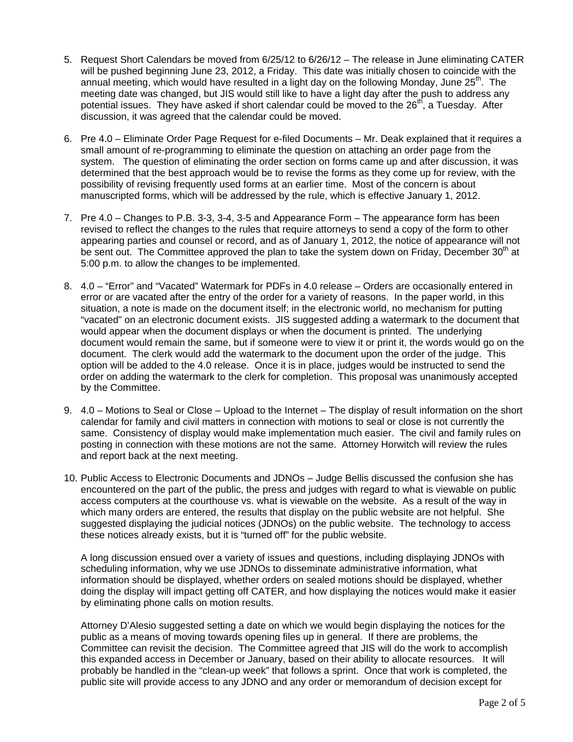5. Request Short Calendars be moved from 6/25/12 to 6/26/12 – The release in June eliminating CATER will be pushed beginning June 23, 2012, a Friday. This date was initially chosen to coincide with the annual meeting, which would have resulted in a light day on the following Monday, June 25th. The meeting date was changed, but JIS would still like to have a light day after the push to address any potential issues. They have asked if short calendar could be moved to the 26th, a Tuesday. After discussion, it was agreed that the calendar could be moved.

6. Pre 4.0 – Eliminate Order Page Request for e-filed Documents – Mr. Deak explained that it requires a small amount of re-programming to eliminate the question on attaching an order page from the system. The question of eliminating the order section on forms came up and after discussion, it was determined that the best approach would be to revise the forms as they come up for review, with the possibility of revising frequently used forms at an earlier time. Most of the concern is about manuscripted forms, which will be addressed by the rule, which is effective January 1, 2012.

7. Pre 4.0 – Changes to P.B. 3-3, 3-4, 3-5 and Appearance Form – The appearance form has been revised to reflect the changes to the rules that require attorneys to send a copy of the form to other appearing parties and counsel or record, and as of January 1, 2012, the notice of appearance will not be sent out. The Committee approved the plan to take the system down on Friday, December 30th at 5:00 p.m. to allow the changes to be implemented.

8. 4.0 – "Error" and "Vacated" Watermark for PDFs in 4.0 release – Orders are occasionally entered in error or are vacated after the entry of the order for a variety of reasons. In the paper world, in this situation, a note is made on the document itself; in the electronic world, no mechanism for putting "vacated" on an electronic document exists. JIS suggested adding a watermark to the document that would appear when the document displays or when the document is printed. The underlying document would remain the same, but if someone were to view it or print it, the words would go on the document. The clerk would add the watermark to the document upon the order of the judge. This option will be added to the 4.0 release. Once it is in place, judges would be instructed to send the order on adding the watermark to the clerk for completion. This proposal was unanimously accepted by the Committee.

9. 4.0 – Motions to Seal or Close – Upload to the Internet – The display of result information on the short calendar for family and civil matters in connection with motions to seal or close is not currently the same. Consistency of display would make implementation much easier. The civil and family rules on posting in connection with these motions are not the same. Attorney Horwitch will review the rules and report back at the next meeting.

10. Public Access to Electronic Documents and JDNOs – Judge Bellis discussed the confusion she has encountered on the part of the public, the press and judges with regard to what is viewable on public access computers at the courthouse vs. what is viewable on the website. As a result of the way in which many orders are entered, the results that display on the public website are not helpful. She suggested displaying the judicial notices (JDNOs) on the public website. The technology to access these notices already exists, but it is "turned off" for the public website.

    A long discussion ensued over a variety of issues and questions, including displaying JDNOs with scheduling information, why we use JDNOs to disseminate administrative information, what information should be displayed, whether orders on sealed motions should be displayed, whether doing the display will impact getting off CATER, and how displaying the notices would make it easier by eliminating phone calls on motion results.

    Attorney D'Alesio suggested setting a date on which we would begin displaying the notices for the public as a means of moving towards opening files up in general. If there are problems, the Committee can revisit the decision. The Committee agreed that JIS will do the work to accomplish this expanded access in December or January, based on their ability to allocate resources. It will probably be handled in the "clean-up week" that follows a sprint. Once that work is completed, the public site will provide access to any JDNO and any order or memorandum of decision except for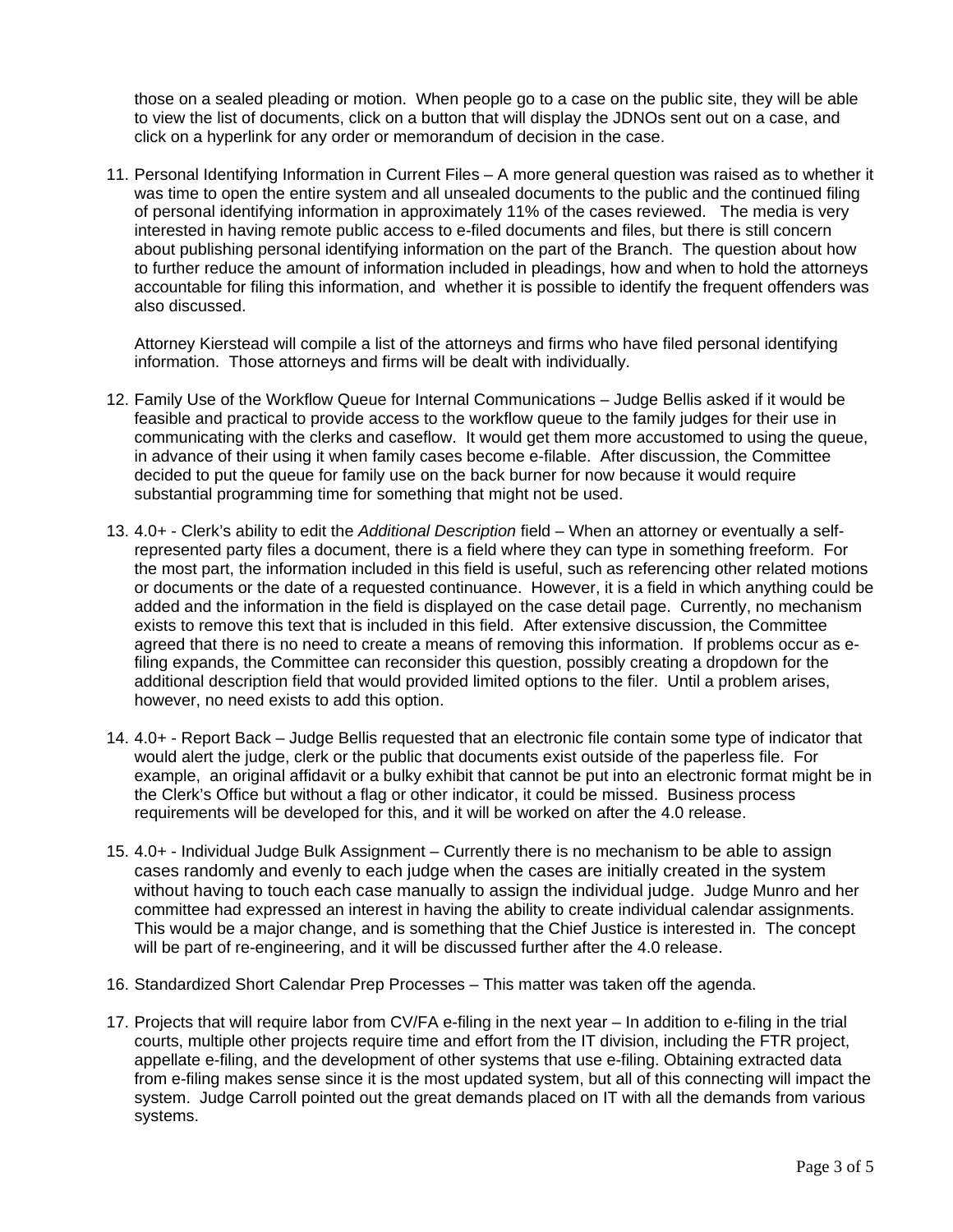those on a sealed pleading or motion. When people go to a case on the public site, they will be able to view the list of documents, click on a button that will display the JDNOs sent out on a case, and click on a hyperlink for any order or memorandum of decision in the case.

11. Personal Identifying Information in Current Files – A more general question was raised as to whether it was time to open the entire system and all unsealed documents to the public and the continued filing of personal identifying information in approximately 11% of the cases reviewed. The media is very interested in having remote public access to e-filed documents and files, but there is still concern about publishing personal identifying information on the part of the Branch. The question about how to further reduce the amount of information included in pleadings, how and when to hold the attorneys accountable for filing this information, and whether it is possible to identify the frequent offenders was also discussed.

    Attorney Kierstead will compile a list of the attorneys and firms who have filed personal identifying information. Those attorneys and firms will be dealt with individually.

12. Family Use of the Workflow Queue for Internal Communications – Judge Bellis asked if it would be feasible and practical to provide access to the workflow queue to the family judges for their use in communicating with the clerks and caseflow. It would get them more accustomed to using the queue, in advance of their using it when family cases become e-filable. After discussion, the Committee decided to put the queue for family use on the back burner for now because it would require substantial programming time for something that might not be used.

13. 4.0+ - Clerk's ability to edit the *Additional Description* field – When an attorney or eventually a self-represented party files a document, there is a field where they can type in something freeform. For the most part, the information included in this field is useful, such as referencing other related motions or documents or the date of a requested continuance. However, it is a field in which anything could be added and the information in the field is displayed on the case detail page. Currently, no mechanism exists to remove this text that is included in this field. After extensive discussion, the Committee agreed that there is no need to create a means of removing this information. If problems occur as e-filing expands, the Committee can reconsider this question, possibly creating a dropdown for the additional description field that would provided limited options to the filer. Until a problem arises, however, no need exists to add this option.

14. 4.0+ - Report Back – Judge Bellis requested that an electronic file contain some type of indicator that would alert the judge, clerk or the public that documents exist outside of the paperless file. For example, an original affidavit or a bulky exhibit that cannot be put into an electronic format might be in the Clerk's Office but without a flag or other indicator, it could be missed. Business process requirements will be developed for this, and it will be worked on after the 4.0 release.

15. 4.0+ - Individual Judge Bulk Assignment – Currently there is no mechanism to be able to assign cases randomly and evenly to each judge when the cases are initially created in the system without having to touch each case manually to assign the individual judge. Judge Munro and her committee had expressed an interest in having the ability to create individual calendar assignments. This would be a major change, and is something that the Chief Justice is interested in. The concept will be part of re-engineering, and it will be discussed further after the 4.0 release.

16. Standardized Short Calendar Prep Processes – This matter was taken off the agenda.

17. Projects that will require labor from CV/FA e-filing in the next year – In addition to e-filing in the trial courts, multiple other projects require time and effort from the IT division, including the FTR project, appellate e-filing, and the development of other systems that use e-filing. Obtaining extracted data from e-filing makes sense since it is the most updated system, but all of this connecting will impact the system. Judge Carroll pointed out the great demands placed on IT with all the demands from various systems.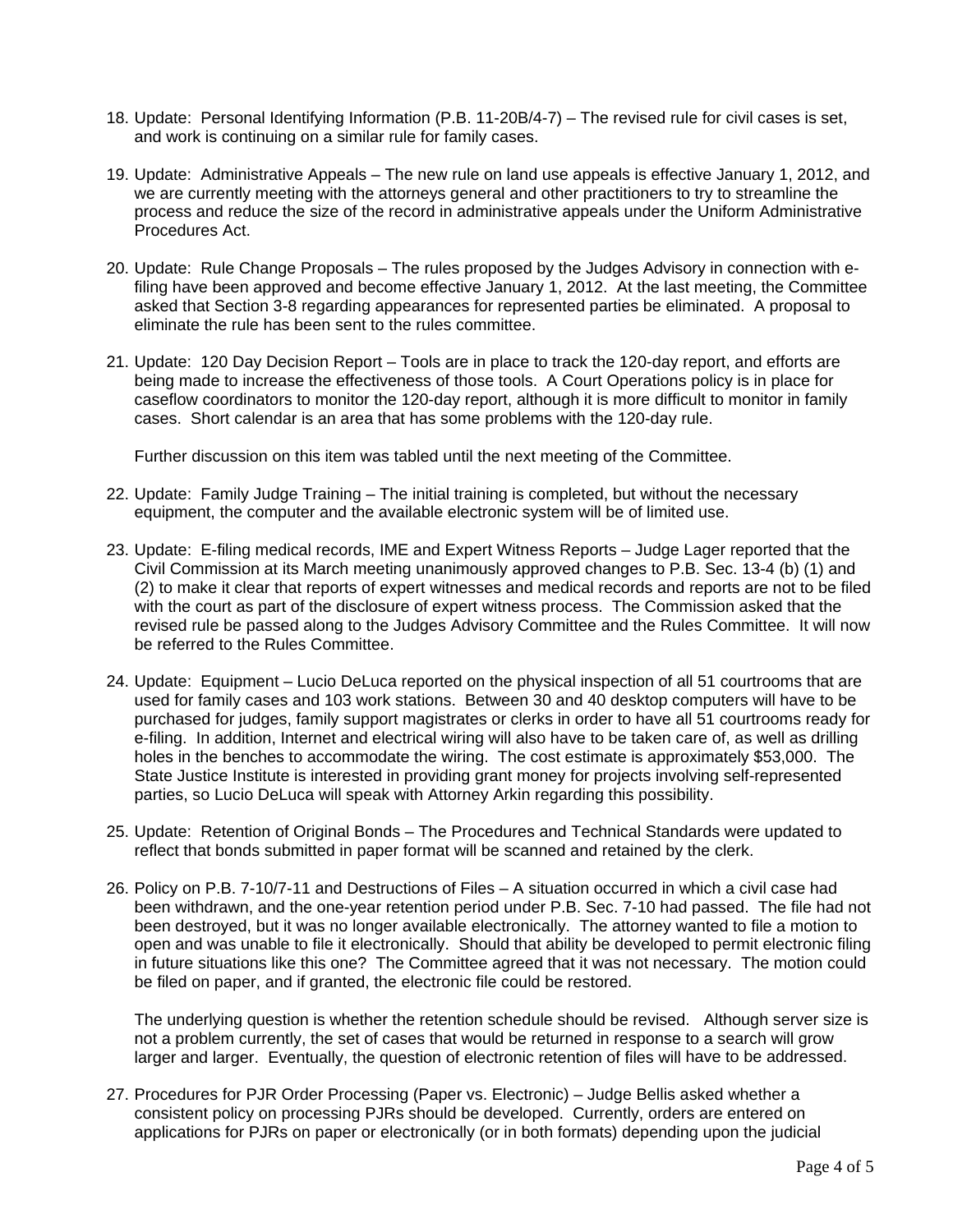18. Update: Personal Identifying Information (P.B. 11-20B/4-7) – The revised rule for civil cases is set, and work is continuing on a similar rule for family cases.

19. Update: Administrative Appeals – The new rule on land use appeals is effective January 1, 2012, and we are currently meeting with the attorneys general and other practitioners to try to streamline the process and reduce the size of the record in administrative appeals under the Uniform Administrative Procedures Act.

20. Update: Rule Change Proposals – The rules proposed by the Judges Advisory in connection with e-filing have been approved and become effective January 1, 2012. At the last meeting, the Committee asked that Section 3-8 regarding appearances for represented parties be eliminated. A proposal to eliminate the rule has been sent to the rules committee.

21. Update: 120 Day Decision Report – Tools are in place to track the 120-day report, and efforts are being made to increase the effectiveness of those tools. A Court Operations policy is in place for caseflow coordinators to monitor the 120-day report, although it is more difficult to monitor in family cases. Short calendar is an area that has some problems with the 120-day rule.

    Further discussion on this item was tabled until the next meeting of the Committee.

22. Update: Family Judge Training – The initial training is completed, but without the necessary equipment, the computer and the available electronic system will be of limited use.

23. Update: E-filing medical records, IME and Expert Witness Reports – Judge Lager reported that the Civil Commission at its March meeting unanimously approved changes to P.B. Sec. 13-4 (b) (1) and (2) to make it clear that reports of expert witnesses and medical records and reports are not to be filed with the court as part of the disclosure of expert witness process. The Commission asked that the revised rule be passed along to the Judges Advisory Committee and the Rules Committee. It will now be referred to the Rules Committee.

24. Update: Equipment – Lucio DeLuca reported on the physical inspection of all 51 courtrooms that are used for family cases and 103 work stations. Between 30 and 40 desktop computers will have to be purchased for judges, family support magistrates or clerks in order to have all 51 courtrooms ready for e-filing. In addition, Internet and electrical wiring will also have to be taken care of, as well as drilling holes in the benches to accommodate the wiring. The cost estimate is approximately $53,000. The State Justice Institute is interested in providing grant money for projects involving self-represented parties, so Lucio DeLuca will speak with Attorney Arkin regarding this possibility.

25. Update: Retention of Original Bonds – The Procedures and Technical Standards were updated to reflect that bonds submitted in paper format will be scanned and retained by the clerk.

26. Policy on P.B. 7-10/7-11 and Destructions of Files – A situation occurred in which a civil case had been withdrawn, and the one-year retention period under P.B. Sec. 7-10 had passed. The file had not been destroyed, but it was no longer available electronically. The attorney wanted to file a motion to open and was unable to file it electronically. Should that ability be developed to permit electronic filing in future situations like this one? The Committee agreed that it was not necessary. The motion could be filed on paper, and if granted, the electronic file could be restored.

    The underlying question is whether the retention schedule should be revised. Although server size is not a problem currently, the set of cases that would be returned in response to a search will grow larger and larger. Eventually, the question of electronic retention of files will have to be addressed.

27. Procedures for PJR Order Processing (Paper vs. Electronic) – Judge Bellis asked whether a consistent policy on processing PJRs should be developed. Currently, orders are entered on applications for PJRs on paper or electronically (or in both formats) depending upon the judicial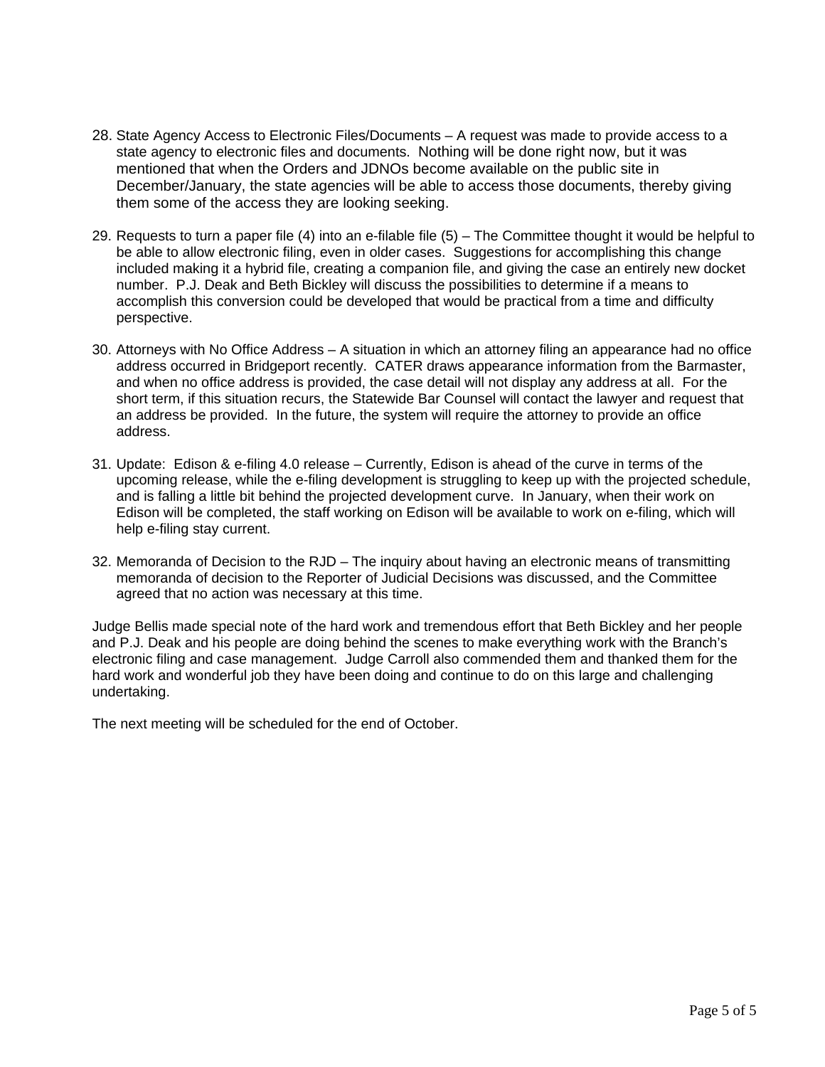28. State Agency Access to Electronic Files/Documents – A request was made to provide access to a state agency to electronic files and documents. Nothing will be done right now, but it was mentioned that when the Orders and JDNOs become available on the public site in December/January, the state agencies will be able to access those documents, thereby giving them some of the access they are looking seeking.

29. Requests to turn a paper file (4) into an e-filable file (5) – The Committee thought it would be helpful to be able to allow electronic filing, even in older cases. Suggestions for accomplishing this change included making it a hybrid file, creating a companion file, and giving the case an entirely new docket number. P.J. Deak and Beth Bickley will discuss the possibilities to determine if a means to accomplish this conversion could be developed that would be practical from a time and difficulty perspective.

30. Attorneys with No Office Address – A situation in which an attorney filing an appearance had no office address occurred in Bridgeport recently. CATER draws appearance information from the Barmaster, and when no office address is provided, the case detail will not display any address at all. For the short term, if this situation recurs, the Statewide Bar Counsel will contact the lawyer and request that an address be provided. In the future, the system will require the attorney to provide an office address.

31. Update: Edison & e-filing 4.0 release – Currently, Edison is ahead of the curve in terms of the upcoming release, while the e-filing development is struggling to keep up with the projected schedule, and is falling a little bit behind the projected development curve. In January, when their work on Edison will be completed, the staff working on Edison will be available to work on e-filing, which will help e-filing stay current.

32. Memoranda of Decision to the RJD – The inquiry about having an electronic means of transmitting memoranda of decision to the Reporter of Judicial Decisions was discussed, and the Committee agreed that no action was necessary at this time.

Judge Bellis made special note of the hard work and tremendous effort that Beth Bickley and her people and P.J. Deak and his people are doing behind the scenes to make everything work with the Branch's electronic filing and case management. Judge Carroll also commended them and thanked them for the hard work and wonderful job they have been doing and continue to do on this large and challenging undertaking.

The next meeting will be scheduled for the end of October.